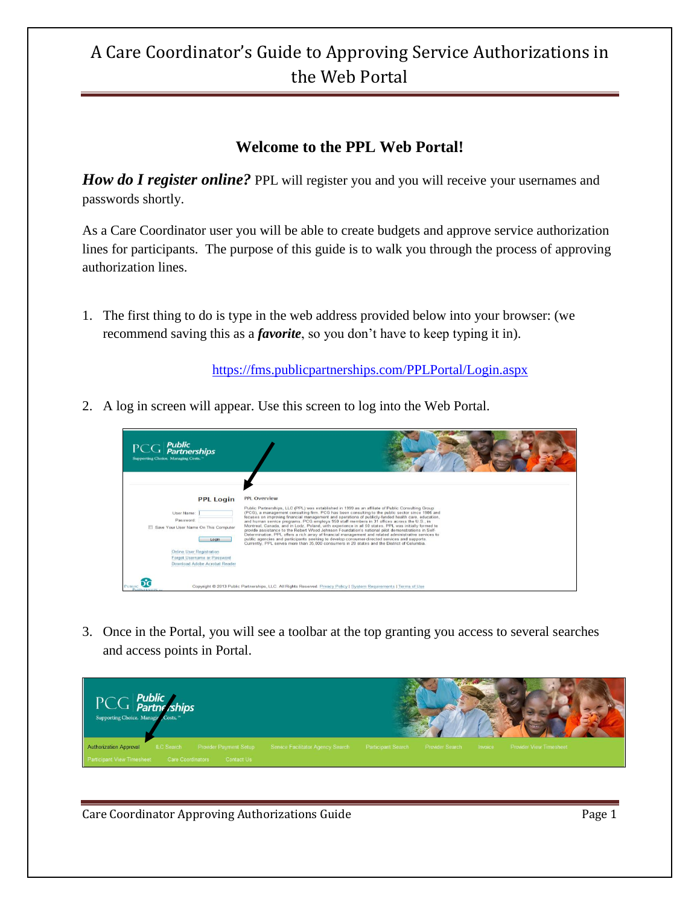# A Care Coordinator's Guide to Approving Service Authorizations in the Web Portal

## Welcome to the PPL Web Portal!

***How do I register online?*** PPL will register you and you will receive your usernames and passwords shortly.

As a Care Coordinator user you will be able to create budgets and approve service authorization lines for participants. The purpose of this guide is to walk you through the process of approving authorization lines.

1. The first thing to do is type in the web address provided below into your browser: (we recommend saving this as a ***favorite***, so you don't have to keep typing it in).

   https://fms.publicpartnerships.com/PPLPortal/Login.aspx

2. A log in screen will appear. Use this screen to log into the Web Portal.

3. Once in the Portal, you will see a toolbar at the top granting you access to several searches and access points in Portal.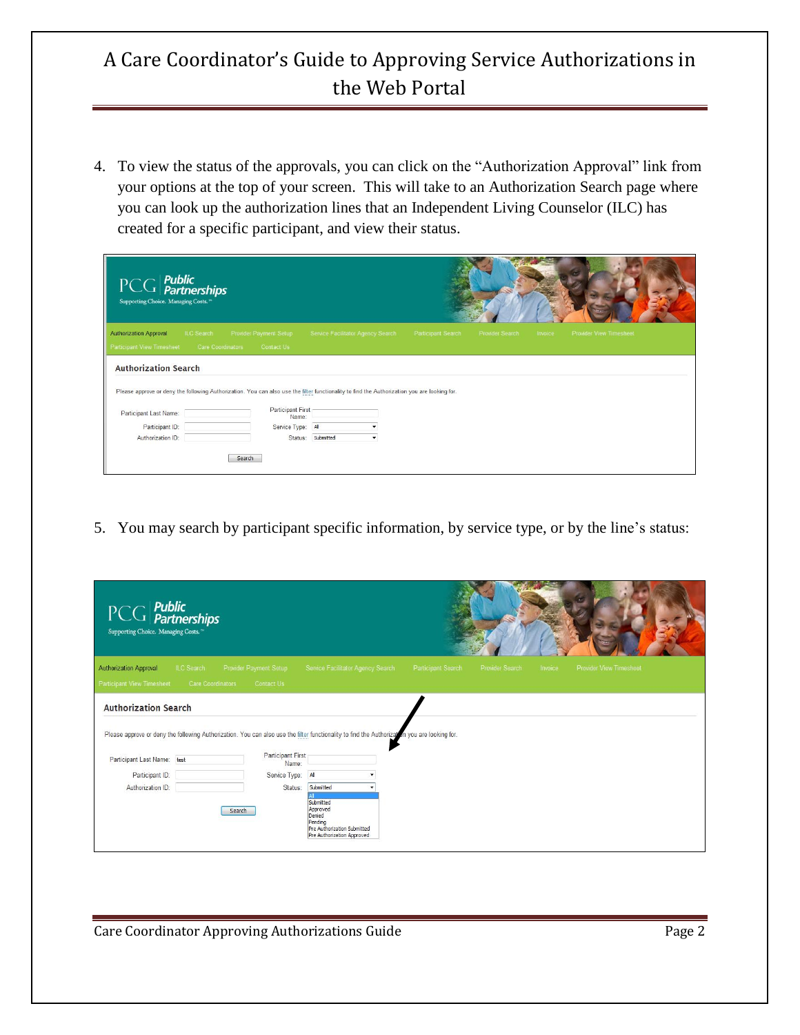4. To view the status of the approvals, you can click on the "Authorization Approval" link from your options at the top of your screen. This will take to an Authorization Search page where you can look up the authorization lines that an Independent Living Counselor (ILC) has created for a specific participant, and view their status.

5. You may search by participant specific information, by service type, or by the line's status: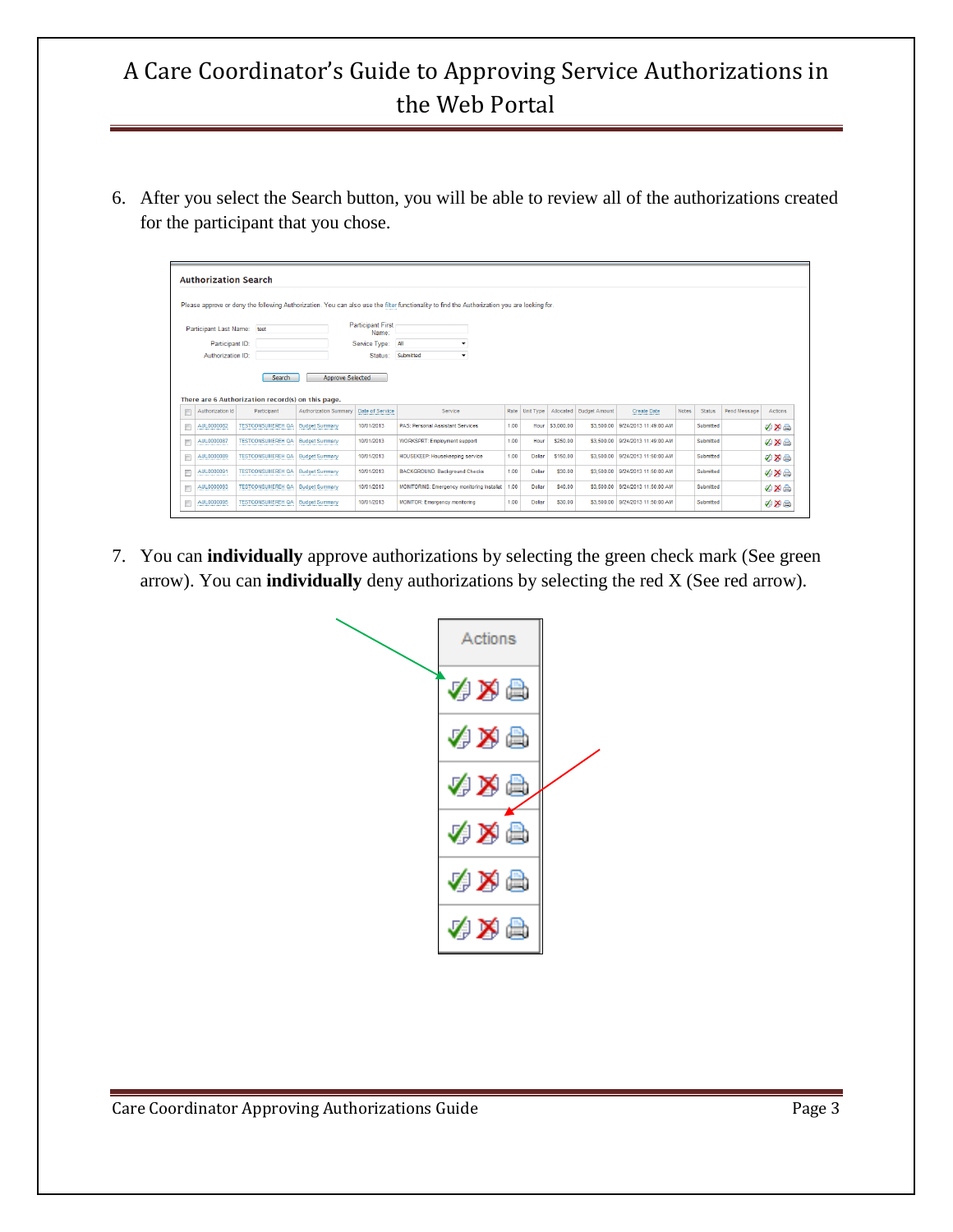6. After you select the Search button, you will be able to review all of the authorizations created for the participant that you chose.

7. You can **individually** approve authorizations by selecting the green check mark (See green arrow). You can **individually** deny authorizations by selecting the red X (See red arrow).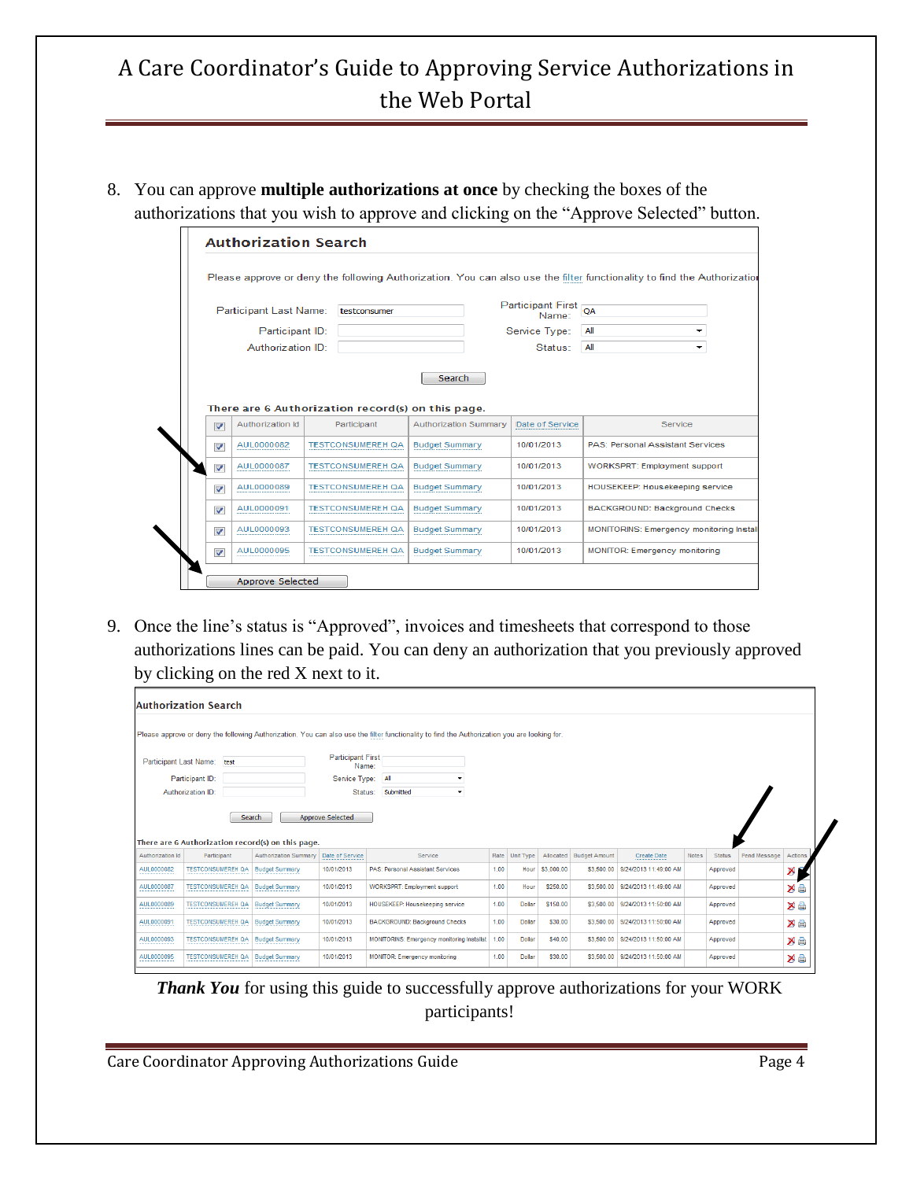8. You can approve **multiple authorizations at once** by checking the boxes of the authorizations that you wish to approve and clicking on the "Approve Selected" button.

**Authorization Search**

Please approve or deny the following Authorization. You can also use the filter functionality to find the Authorization

Participant Last Name: testconsumer
Participant First Name: QA
Participant ID:
Service Type: All
Authorization ID:
Status: All

Search

There are 6 Authorization record(s) on this page.

| ☑ | Authorization Id | Participant | Authorization Summary | Date of Service | Service |
|---|---|---|---|---|---|
| ☑ | AUL0000082 | TESTCONSUMEREH QA | Budget Summary | 10/01/2013 | PAS: Personal Assistant Services |
| ☑ | AUL0000087 | TESTCONSUMEREH QA | Budget Summary | 10/01/2013 | WORKSPRT: Employment support |
| ☑ | AUL0000089 | TESTCONSUMEREH QA | Budget Summary | 10/01/2013 | HOUSEKEEP: Housekeeping service |
| ☑ | AUL0000091 | TESTCONSUMEREH QA | Budget Summary | 10/01/2013 | BACKGROUND: Background Checks |
| ☑ | AUL0000093 | TESTCONSUMEREH QA | Budget Summary | 10/01/2013 | MONITORINS: Emergency monitoring Instal |
| ☑ | AUL0000095 | TESTCONSUMEREH QA | Budget Summary | 10/01/2013 | MONITOR: Emergency monitoring |

Approve Selected

9. Once the line's status is "Approved", invoices and timesheets that correspond to those authorizations lines can be paid. You can deny an authorization that you previously approved by clicking on the red X next to it.

**Authorization Search**

Please approve or deny the following Authorization. You can also use the filter functionality to find the Authorization you are looking for.

Participant Last Name: test
Participant First Name:
Participant ID:
Service Type: All
Authorization ID:
Status: Submitted

Search | Approve Selected

There are 6 Authorization record(s) on this page.

| Authorization Id | Participant | Authorization Summary | Date of Service | Service | Rate | Unit Type | Allocated | Budget Amount | Create Date | Notes | Status | Pend Message | Actions |
|---|---|---|---|---|---|---|---|---|---|---|---|---|---|
| AUL0000082 | TESTCONSUMEREH QA | Budget Summary | 10/01/2013 | PAS: Personal Assistant Services | 1.00 | Hour | $3,000.00 | $3,500.00 | 9/24/2013 11:49:00 AM | | Approved | | |
| AUL0000087 | TESTCONSUMEREH QA | Budget Summary | 10/01/2013 | WORKSPRT: Employment support | 1.00 | Hour | $250.00 | $3,500.00 | 9/24/2013 11:49:00 AM | | Approved | | |
| AUL0000089 | TESTCONSUMEREH QA | Budget Summary | 10/01/2013 | HOUSEKEEP: Housekeeping service | 1.00 | Dollar | $150.00 | $3,500.00 | 9/24/2013 11:50:00 AM | | Approved | | |
| AUL0000091 | TESTCONSUMEREH QA | Budget Summary | 10/01/2013 | BACKGROUND: Background Checks | 1.00 | Dollar | $30.00 | $3,500.00 | 9/24/2013 11:50:00 AM | | Approved | | |
| AUL0000093 | TESTCONSUMEREH QA | Budget Summary | 10/01/2013 | MONITORINS: Emergency monitoring Installat | 1.00 | Dollar | $40.00 | $3,500.00 | 9/24/2013 11:50:00 AM | | Approved | | |
| AUL0000095 | TESTCONSUMEREH QA | Budget Summary | 10/01/2013 | MONITOR: Emergency monitoring | 1.00 | Dollar | $30.00 | $3,500.00 | 9/24/2013 11:50:00 AM | | Approved | | |

***Thank You*** for using this guide to successfully approve authorizations for your WORK participants!